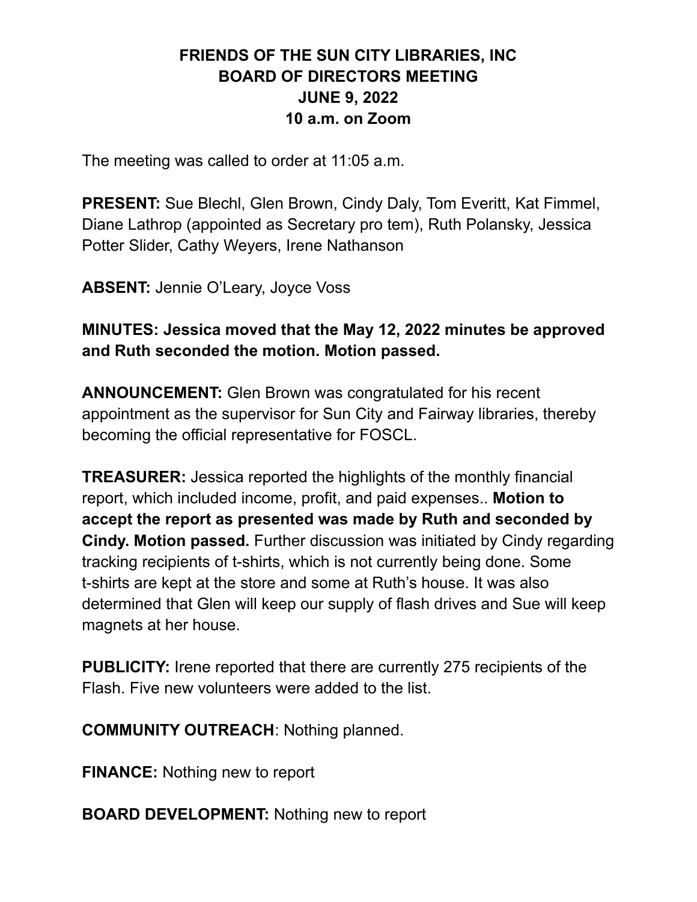# FRIENDS OF THE SUN CITY LIBRARIES, INC
## BOARD OF DIRECTORS MEETING
## JUNE 9, 2022
## 10 a.m. on Zoom

The meeting was called to order at 11:05 a.m.

**PRESENT:** Sue Blechl, Glen Brown, Cindy Daly, Tom Everitt, Kat Fimmel, Diane Lathrop (appointed as Secretary pro tem), Ruth Polansky, Jessica Potter Slider, Cathy Weyers, Irene Nathanson

**ABSENT:** Jennie O'Leary, Joyce Voss

**MINUTES: Jessica moved that the May 12, 2022 minutes be approved and Ruth seconded the motion. Motion passed.**

**ANNOUNCEMENT:** Glen Brown was congratulated for his recent appointment as the supervisor for Sun City and Fairway libraries, thereby becoming the official representative for FOSCL.

**TREASURER:** Jessica reported the highlights of the monthly financial report, which included income, profit, and paid expenses.. **Motion to accept the report as presented was made by Ruth and seconded by Cindy. Motion passed.** Further discussion was initiated by Cindy regarding tracking recipients of t-shirts, which is not currently being done. Some t-shirts are kept at the store and some at Ruth's house. It was also determined that Glen will keep our supply of flash drives and Sue will keep magnets at her house.

**PUBLICITY:** Irene reported that there are currently 275 recipients of the Flash. Five new volunteers were added to the list.

**COMMUNITY OUTREACH**: Nothing planned.

**FINANCE:** Nothing new to report

**BOARD DEVELOPMENT:** Nothing new to report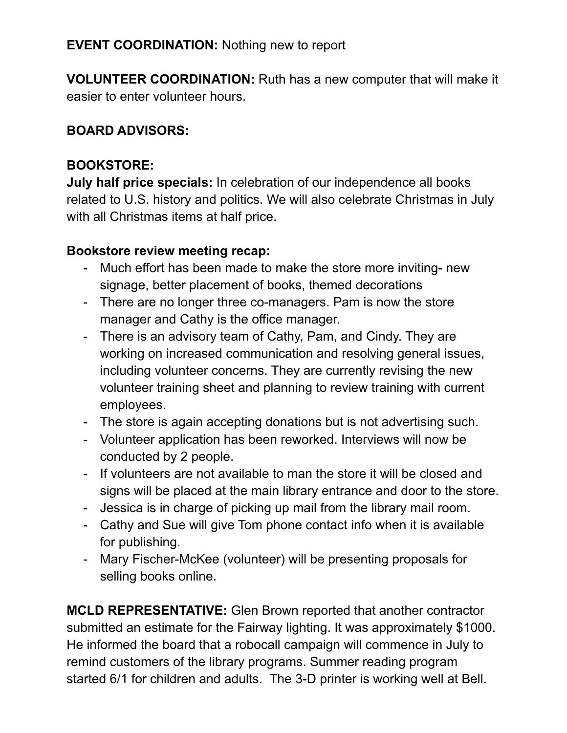**EVENT COORDINATION:** Nothing new to report

**VOLUNTEER COORDINATION:** Ruth has a new computer that will make it easier to enter volunteer hours.

**BOARD ADVISORS:**

**BOOKSTORE:**
**July half price specials:** In celebration of our independence all books related to U.S. history and politics. We will also celebrate Christmas in July with all Christmas items at half price.

**Bookstore review meeting recap:**

- Much effort has been made to make the store more inviting- new signage, better placement of books, themed decorations
- There are no longer three co-managers. Pam is now the store manager and Cathy is the office manager.
- There is an advisory team of Cathy, Pam, and Cindy. They are working on increased communication and resolving general issues, including volunteer concerns. They are currently revising the new volunteer training sheet and planning to review training with current employees.
- The store is again accepting donations but is not advertising such.
- Volunteer application has been reworked. Interviews will now be conducted by 2 people.
- If volunteers are not available to man the store it will be closed and signs will be placed at the main library entrance and door to the store.
- Jessica is in charge of picking up mail from the library mail room.
- Cathy and Sue will give Tom phone contact info when it is available for publishing.
- Mary Fischer-McKee (volunteer) will be presenting proposals for selling books online.

**MCLD REPRESENTATIVE:** Glen Brown reported that another contractor submitted an estimate for the Fairway lighting. It was approximately $1000. He informed the board that a robocall campaign will commence in July to remind customers of the library programs. Summer reading program started 6/1 for children and adults. The 3-D printer is working well at Bell.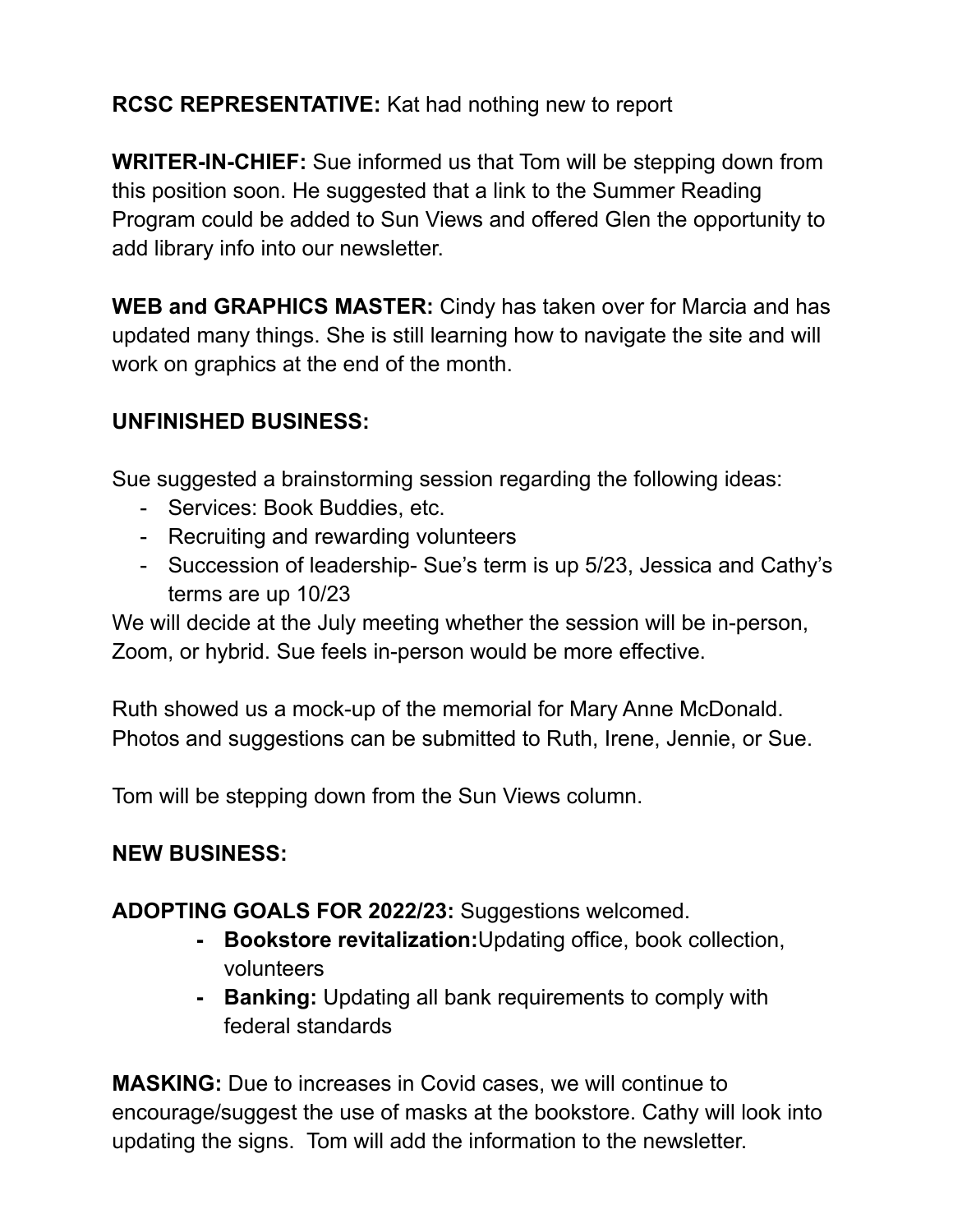**RCSC REPRESENTATIVE:** Kat had nothing new to report

**WRITER-IN-CHIEF:** Sue informed us that Tom will be stepping down from this position soon. He suggested that a link to the Summer Reading Program could be added to Sun Views and offered Glen the opportunity to add library info into our newsletter.

**WEB and GRAPHICS MASTER:** Cindy has taken over for Marcia and has updated many things. She is still learning how to navigate the site and will work on graphics at the end of the month.

**UNFINISHED BUSINESS:**

Sue suggested a brainstorming session regarding the following ideas:

- Services: Book Buddies, etc.
- Recruiting and rewarding volunteers
- Succession of leadership- Sue's term is up 5/23, Jessica and Cathy's terms are up 10/23

We will decide at the July meeting whether the session will be in-person, Zoom, or hybrid. Sue feels in-person would be more effective.

Ruth showed us a mock-up of the memorial for Mary Anne McDonald. Photos and suggestions can be submitted to Ruth, Irene, Jennie, or Sue.

Tom will be stepping down from the Sun Views column.

**NEW BUSINESS:**

**ADOPTING GOALS FOR 2022/23:** Suggestions welcomed.

- **Bookstore revitalization:**Updating office, book collection, volunteers
- **Banking:** Updating all bank requirements to comply with federal standards

**MASKING:** Due to increases in Covid cases, we will continue to encourage/suggest the use of masks at the bookstore. Cathy will look into updating the signs. Tom will add the information to the newsletter.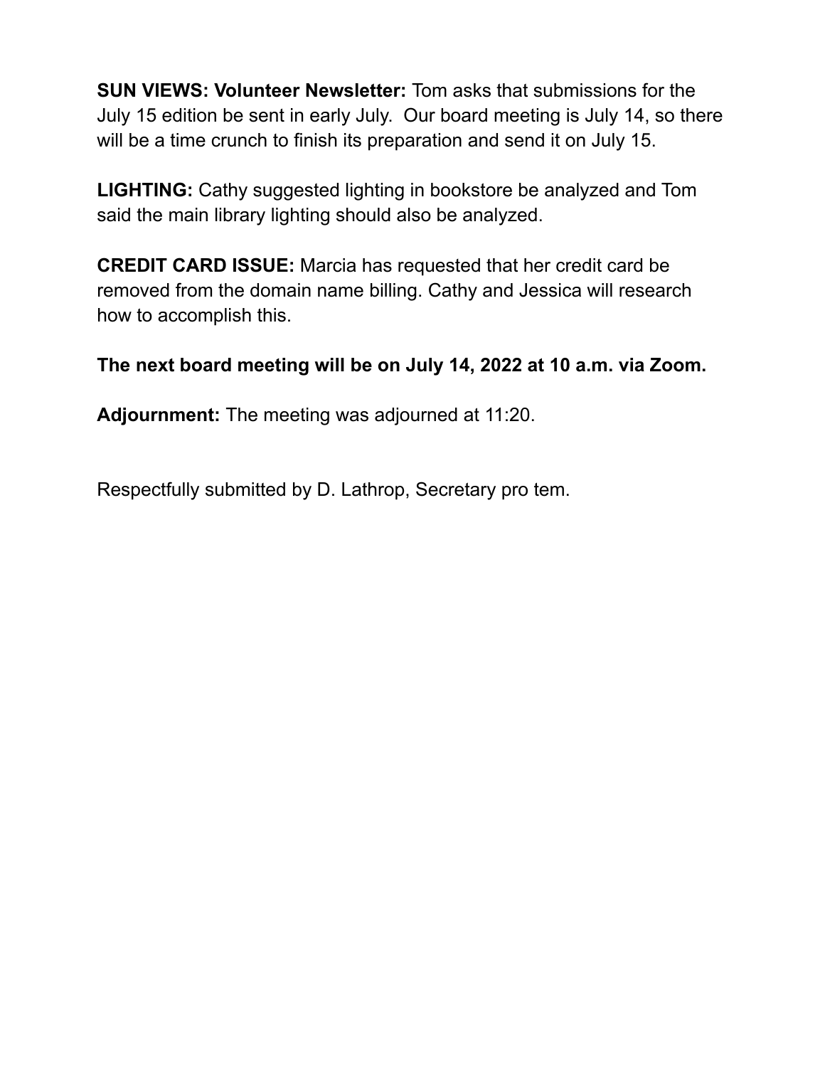**SUN VIEWS: Volunteer Newsletter:** Tom asks that submissions for the July 15 edition be sent in early July. Our board meeting is July 14, so there will be a time crunch to finish its preparation and send it on July 15.

**LIGHTING:** Cathy suggested lighting in bookstore be analyzed and Tom said the main library lighting should also be analyzed.

**CREDIT CARD ISSUE:** Marcia has requested that her credit card be removed from the domain name billing. Cathy and Jessica will research how to accomplish this.

**The next board meeting will be on July 14, 2022 at 10 a.m. via Zoom.**

**Adjournment:** The meeting was adjourned at 11:20.

Respectfully submitted by D. Lathrop, Secretary pro tem.